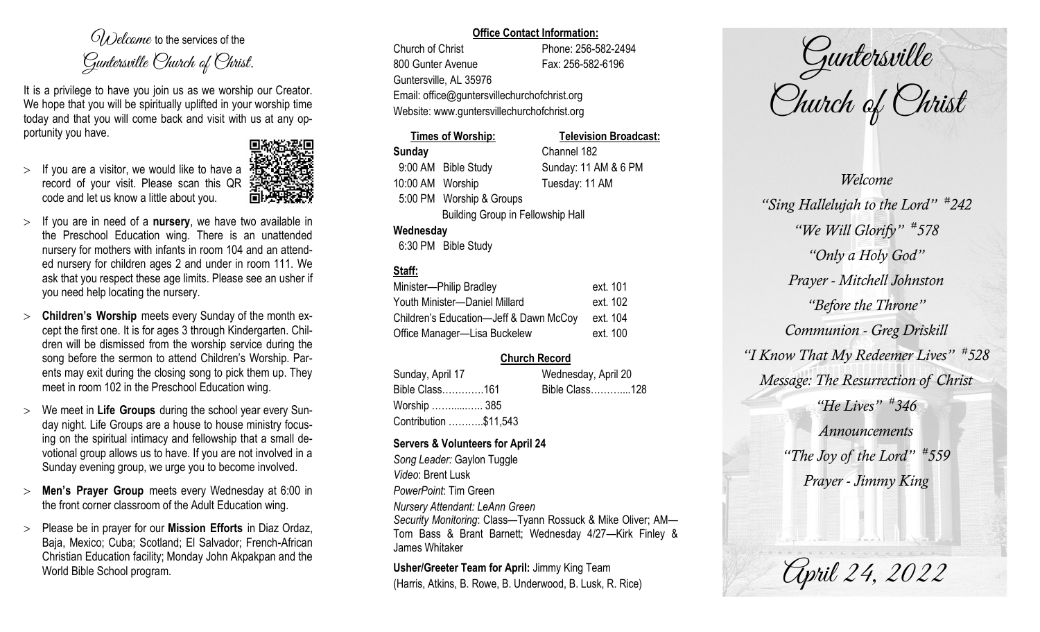*Welcome* to the services of the *Guntersville Church of Christ.*

It is a privilege to have you join us as we worship our Creator. We hope that you will be spiritually uplifted in your worship time today and that you will come back and visit with us at any opportunity you have.

- If you are a visitor, we would like to have a record of your visit. Please scan this QR code and let us know a little about you.
- If you are in need of a **nursery**, we have two available in the Preschool Education wing. There is an unattended nursery for mothers with infants in room 104 and an attended nursery for children ages 2 and under in room 111. We ask that you respect these age limits. Please see an usher if you need help locating the nursery.
- **Children's Worship** meets every Sunday of the month except the first one. It is for ages 3 through Kindergarten. Children will be dismissed from the worship service during the song before the sermon to attend Children's Worship. Parents may exit during the closing song to pick them up. They meet in room 102 in the Preschool Education wing.
- We meet in **Life Groups** during the school year every Sunday night. Life Groups are a house to house ministry focusing on the spiritual intimacy and fellowship that a small devotional group allows us to have. If you are not involved in a Sunday evening group, we urge you to become involved.
- **Men's Prayer Group** meets every Wednesday at 6:00 in the front corner classroom of the Adult Education wing.
- Please be in prayer for our **Mission Efforts** in Diaz Ordaz, Baja, Mexico; Cuba; Scotland; El Salvador; French-African Christian Education facility; Monday John Akpakpan and the World Bible School program.

**Office Contact Information:**

Church of Christ — Phone: 256-582-2494
800 Gunter Avenue — Fax: 256-582-6196
Guntersville, AL 35976
Email: office@guntersvillechurchofchrist.org
Website: www.guntersvillechurchofchrist.org

**Times of Worship:**

**Sunday**
9:00 AM Bible Study
10:00 AM Worship
5:00 PM Worship & Groups
Building Group in Fellowship Hall

**Wednesday**
6:30 PM Bible Study

**Television Broadcast:**

Channel 182
Sunday: 11 AM & 6 PM
Tuesday: 11 AM

**Staff:**

| | |
|---|---|
| Minister—Philip Bradley | ext. 101 |
| Youth Minister—Daniel Millard | ext. 102 |
| Children's Education—Jeff & Dawn McCoy | ext. 104 |
| Office Manager—Lisa Buckelew | ext. 100 |

**Church Record**

| Sunday, April 17 | Wednesday, April 20 |
|---|---|
| Bible Class………….161 | Bible Class………...128 |
| Worship …….....….. 385 | |
| Contribution ………..$11,543 | |

**Servers & Volunteers for April 24**

*Song Leader:* Gaylon Tuggle
*Video*: Brent Lusk
*PowerPoint*: Tim Green
*Nursery Attendant: LeAnn Green*
*Security Monitoring*: Class—Tyann Rossuck & Mike Oliver; AM—Tom Bass & Brant Barnett; Wednesday 4/27—Kirk Finley & James Whitaker

**Usher/Greeter Team for April:** Jimmy King Team
(Harris, Atkins, B. Rowe, B. Underwood, B. Lusk, R. Rice)

# Guntersville Church of Christ

*Welcome*
*"Sing Hallelujah to the Lord" #242*
*"We Will Glorify" #578*
*"Only a Holy God"*
*Prayer - Mitchell Johnston*
*"Before the Throne"*
*Communion - Greg Driskill*
*"I Know That My Redeemer Lives" #528*
*Message: The Resurrection of Christ*
*"He Lives" #346*
*Announcements*
*"The Joy of the Lord" #559*
*Prayer - Jimmy King*

*April 24, 2022*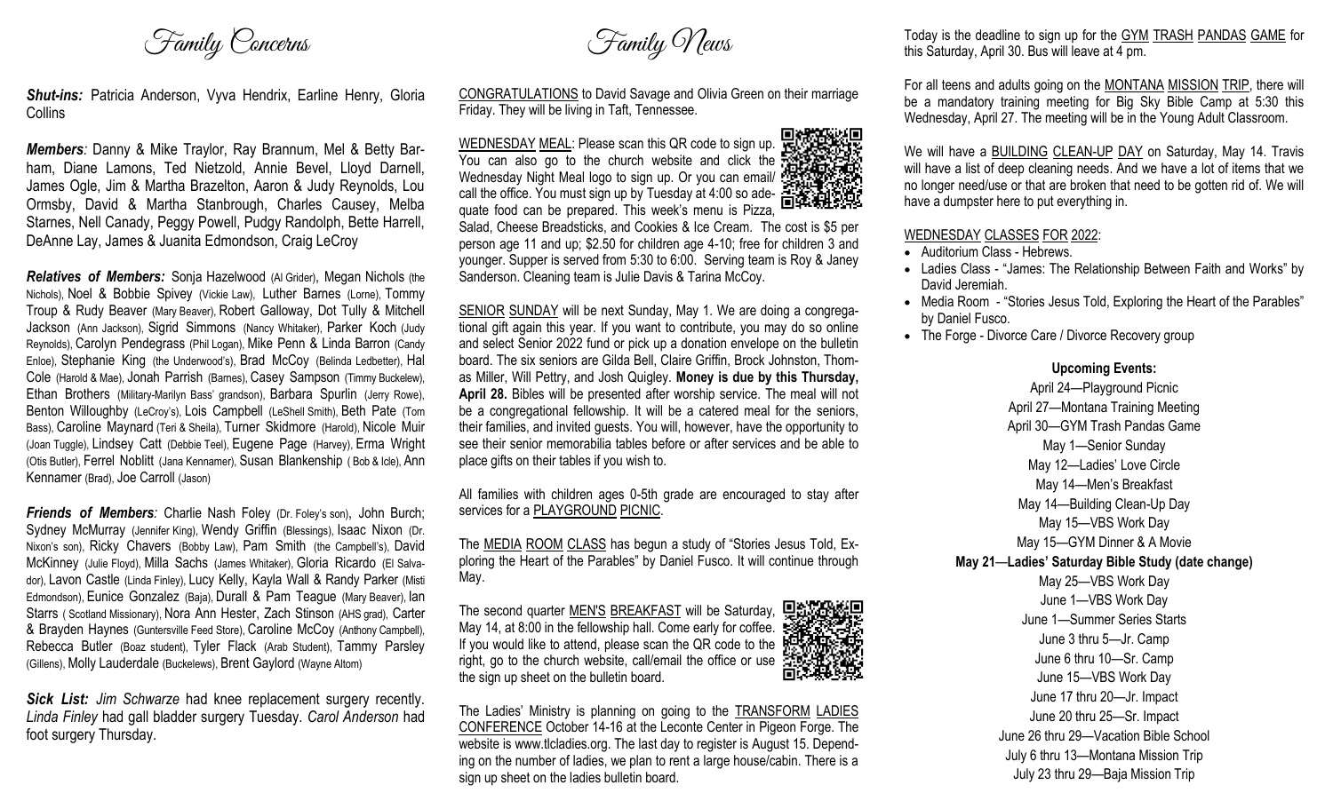# Family Concerns

***Shut-ins:*** Patricia Anderson, Vyva Hendrix, Earline Henry, Gloria Collins

***Members:*** Danny & Mike Traylor, Ray Brannum, Mel & Betty Barham, Diane Lamons, Ted Nietzold, Annie Bevel, Lloyd Darnell, James Ogle, Jim & Martha Brazelton, Aaron & Judy Reynolds, Lou Ormsby, David & Martha Stanbrough, Charles Causey, Melba Starnes, Nell Canady, Peggy Powell, Pudgy Randolph, Bette Harrell, DeAnne Lay, James & Juanita Edmondson, Craig LeCroy

***Relatives of Members:*** Sonja Hazelwood (Al Grider), Megan Nichols (the Nichols), Noel & Bobbie Spivey (Vickie Law), Luther Barnes (Lorne), Tommy Troup & Rudy Beaver (Mary Beaver), Robert Galloway, Dot Tully & Mitchell Jackson (Ann Jackson), Sigrid Simmons (Nancy Whitaker), Parker Koch (Judy Reynolds), Carolyn Pendegrass (Phil Logan), Mike Penn & Linda Barron (Candy Enloe), Stephanie King (the Underwood's), Brad McCoy (Belinda Ledbetter), Hal Cole (Harold & Mae), Jonah Parrish (Barnes), Casey Sampson (Timmy Buckelew), Ethan Brothers (Military-Marilyn Bass' grandson), Barbara Spurlin (Jerry Rowe), Benton Willoughby (LeCroy's), Lois Campbell (LeShell Smith), Beth Pate (Tom Bass), Caroline Maynard (Teri & Sheila), Turner Skidmore (Harold), Nicole Muir (Joan Tuggle), Lindsey Catt (Debbie Teel), Eugene Page (Harvey), Erma Wright (Otis Butler), Ferrel Noblitt (Jana Kennamer), Susan Blankenship ( Bob & Icle), Ann Kennamer (Brad), Joe Carroll (Jason)

***Friends of Members:*** Charlie Nash Foley (Dr. Foley's son), John Burch; Sydney McMurray (Jennifer King), Wendy Griffin (Blessings), Isaac Nixon (Dr. Nixon's son), Ricky Chavers (Bobby Law), Pam Smith (the Campbell's), David McKinney (Julie Floyd), Milla Sachs (James Whitaker), Gloria Ricardo (El Salvador), Lavon Castle (Linda Finley), Lucy Kelly, Kayla Wall & Randy Parker (Misti Edmondson), Eunice Gonzalez (Baja), Durall & Pam Teague (Mary Beaver), Ian Starrs ( Scotland Missionary), Nora Ann Hester, Zach Stinson (AHS grad), Carter & Brayden Haynes (Guntersville Feed Store), Caroline McCoy (Anthony Campbell), Rebecca Butler (Boaz student), Tyler Flack (Arab Student), Tammy Parsley (Gillens), Molly Lauderdale (Buckelews), Brent Gaylord (Wayne Altom)

***Sick List:*** *Jim Schwarze* had knee replacement surgery recently. *Linda Finley* had gall bladder surgery Tuesday. *Carol Anderson* had foot surgery Thursday.

# Family News

CONGRATULATIONS to David Savage and Olivia Green on their marriage Friday. They will be living in Taft, Tennessee.

WEDNESDAY MEAL: Please scan this QR code to sign up. You can also go to the church website and click the Wednesday Night Meal logo to sign up. Or you can email/call the office. You must sign up by Tuesday at 4:00 so adequate food can be prepared. This week's menu is Pizza, Salad, Cheese Breadsticks, and Cookies & Ice Cream. The cost is $5 per person age 11 and up; $2.50 for children age 4-10; free for children 3 and younger. Supper is served from 5:30 to 6:00. Serving team is Roy & Janey Sanderson. Cleaning team is Julie Davis & Tarina McCoy.

SENIOR SUNDAY will be next Sunday, May 1. We are doing a congregational gift again this year. If you want to contribute, you may do so online and select Senior 2022 fund or pick up a donation envelope on the bulletin board. The six seniors are Gilda Bell, Claire Griffin, Brock Johnston, Thomas Miller, Will Pettry, and Josh Quigley. **Money is due by this Thursday, April 28.** Bibles will be presented after worship service. The meal will not be a congregational fellowship. It will be a catered meal for the seniors, their families, and invited guests. You will, however, have the opportunity to see their senior memorabilia tables before or after services and be able to place gifts on their tables if you wish to.

All families with children ages 0-5th grade are encouraged to stay after services for a PLAYGROUND PICNIC.

The MEDIA ROOM CLASS has begun a study of "Stories Jesus Told, Exploring the Heart of the Parables" by Daniel Fusco. It will continue through May.

The second quarter MEN'S BREAKFAST will be Saturday, May 14, at 8:00 in the fellowship hall. Come early for coffee. If you would like to attend, please scan the QR code to the right, go to the church website, call/email the office or use the sign up sheet on the bulletin board.

The Ladies' Ministry is planning on going to the TRANSFORM LADIES CONFERENCE October 14-16 at the Leconte Center in Pigeon Forge. The website is www.tlcladies.org. The last day to register is August 15. Depending on the number of ladies, we plan to rent a large house/cabin. There is a sign up sheet on the ladies bulletin board.

Today is the deadline to sign up for the GYM TRASH PANDAS GAME for this Saturday, April 30. Bus will leave at 4 pm.

For all teens and adults going on the MONTANA MISSION TRIP, there will be a mandatory training meeting for Big Sky Bible Camp at 5:30 this Wednesday, April 27. The meeting will be in the Young Adult Classroom.

We will have a BUILDING CLEAN-UP DAY on Saturday, May 14. Travis will have a list of deep cleaning needs. And we have a lot of items that we no longer need/use or that are broken that need to be gotten rid of. We will have a dumpster here to put everything in.

WEDNESDAY CLASSES FOR 2022:

- Auditorium Class - Hebrews.
- Ladies Class - "James: The Relationship Between Faith and Works" by David Jeremiah.
- Media Room - "Stories Jesus Told, Exploring the Heart of the Parables" by Daniel Fusco.
- The Forge - Divorce Care / Divorce Recovery group

**Upcoming Events:**

April 24—Playground Picnic
April 27—Montana Training Meeting
April 30—GYM Trash Pandas Game
May 1—Senior Sunday
May 12—Ladies' Love Circle
May 14—Men's Breakfast
May 14—Building Clean-Up Day
May 15—VBS Work Day
May 15—GYM Dinner & A Movie
**May 21—Ladies' Saturday Bible Study (date change)**
May 25—VBS Work Day
June 1—VBS Work Day
June 1—Summer Series Starts
June 3 thru 5—Jr. Camp
June 6 thru 10—Sr. Camp
June 15—VBS Work Day
June 17 thru 20—Jr. Impact
June 20 thru 25—Sr. Impact
June 26 thru 29—Vacation Bible School
July 6 thru 13—Montana Mission Trip
July 23 thru 29—Baja Mission Trip